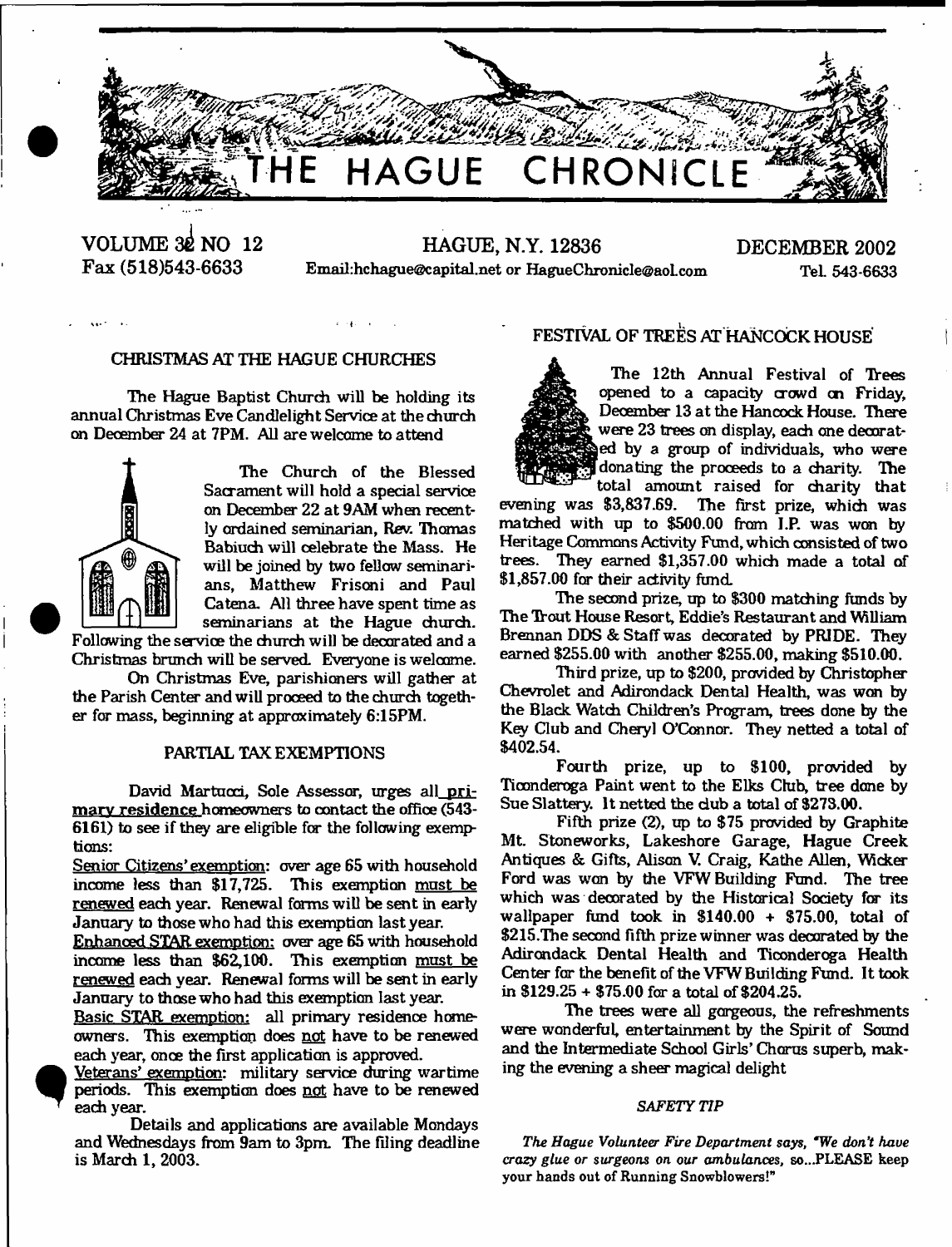# THE HAGUE CHRONICLE

VOLUME 32 NO 12 | HAGUE, N.Y. 12836 | DECEMBER 2002

Fax (518)543-6633 | Email:hchague@capital.net or HagueChronicle@aol.com | Tel. 543-6633

## CHRISTMAS AT THE HAGUE CHURCHES

The Hague Baptist Church will be holding its annual Christmas Eve Candlelight Service at the church on December 24 at 7PM. All are welcome to attend

The Church of the Blessed Sacrament will hold a special service on December 22 at 9AM when recently ordained seminarian, Rev. Thomas Babiuch will celebrate the Mass. He will be joined by two fellow seminarians, Matthew Frisoni and Paul Catena. All three have spent time as seminarians at the Hague church. Following the service the church will be decorated and a Christmas brunch will be served. Everyone is welcome.

On Christmas Eve, parishioners will gather at the Parish Center and will proceed to the church together for mass, beginning at approximately 6:15PM.

## PARTIAL TAX EXEMPTIONS

David Martucci, Sole Assessor, urges all primary residence homeowners to contact the office (543-6161) to see if they are eligible for the following exemptions:

Senior Citizens' exemption: over age 65 with household income less than $17,725. This exemption must be renewed each year. Renewal forms will be sent in early January to those who had this exemption last year.

Enhanced STAR exemption: over age 65 with household income less than $62,100. This exemption must be renewed each year. Renewal forms will be sent in early January to those who had this exemption last year.

Basic STAR exemption: all primary residence homeowners. This exemption does not have to be renewed each year, once the first application is approved.

Veterans' exemption: military service during wartime periods. This exemption does not have to be renewed each year.

Details and applications are available Mondays and Wednesdays from 9am to 3pm. The filing deadline is March 1, 2003.

## FESTIVAL OF TREES AT HANCOCK HOUSE

The 12th Annual Festival of Trees opened to a capacity crowd on Friday, December 13 at the Hancock House. There were 23 trees on display, each one decorated by a group of individuals, who were donating the proceeds to a charity. The total amount raised for charity that evening was $3,837.69. The first prize, which was matched with up to $500.00 from I.P. was won by Heritage Commons Activity Fund, which consisted of two trees. They earned $1,357.00 which made a total of $1,857.00 for their activity fund.

The second prize, up to $300 matching funds by The Trout House Resort, Eddie's Restaurant and William Brennan DDS & Staff was decorated by PRIDE. They earned $255.00 with another $255.00, making $510.00.

Third prize, up to $200, provided by Christopher Chevrolet and Adirondack Dental Health, was won by the Black Watch Children's Program, trees done by the Key Club and Cheryl O'Connor. They netted a total of $402.54.

Fourth prize, up to $100, provided by Ticonderoga Paint went to the Elks Club, tree done by Sue Slattery. It netted the club a total of $273.00.

Fifth prize (2), up to $75 provided by Graphite Mt. Stoneworks, Lakeshore Garage, Hague Creek Antiques & Gifts, Alison V. Craig, Kathe Allen, Wicker Ford was won by the VFW Building Fund. The tree which was decorated by the Historical Society for its wallpaper fund took in $140.00 + $75.00, total of $215. The second fifth prize winner was decorated by the Adirondack Dental Health and Ticonderoga Health Center for the benefit of the VFW Building Fund. It took in $129.25 + $75.00 for a total of $204.25.

The trees were all gorgeous, the refreshments were wonderful, entertainment by the Spirit of Sound and the Intermediate School Girls' Chorus superb, making the evening a sheer magical delight

### *SAFETY TIP*

*The Hague Volunteer Fire Department says, "We don't have crazy glue or surgeons on our ambulances, so...PLEASE keep your hands out of Running Snowblowers!"*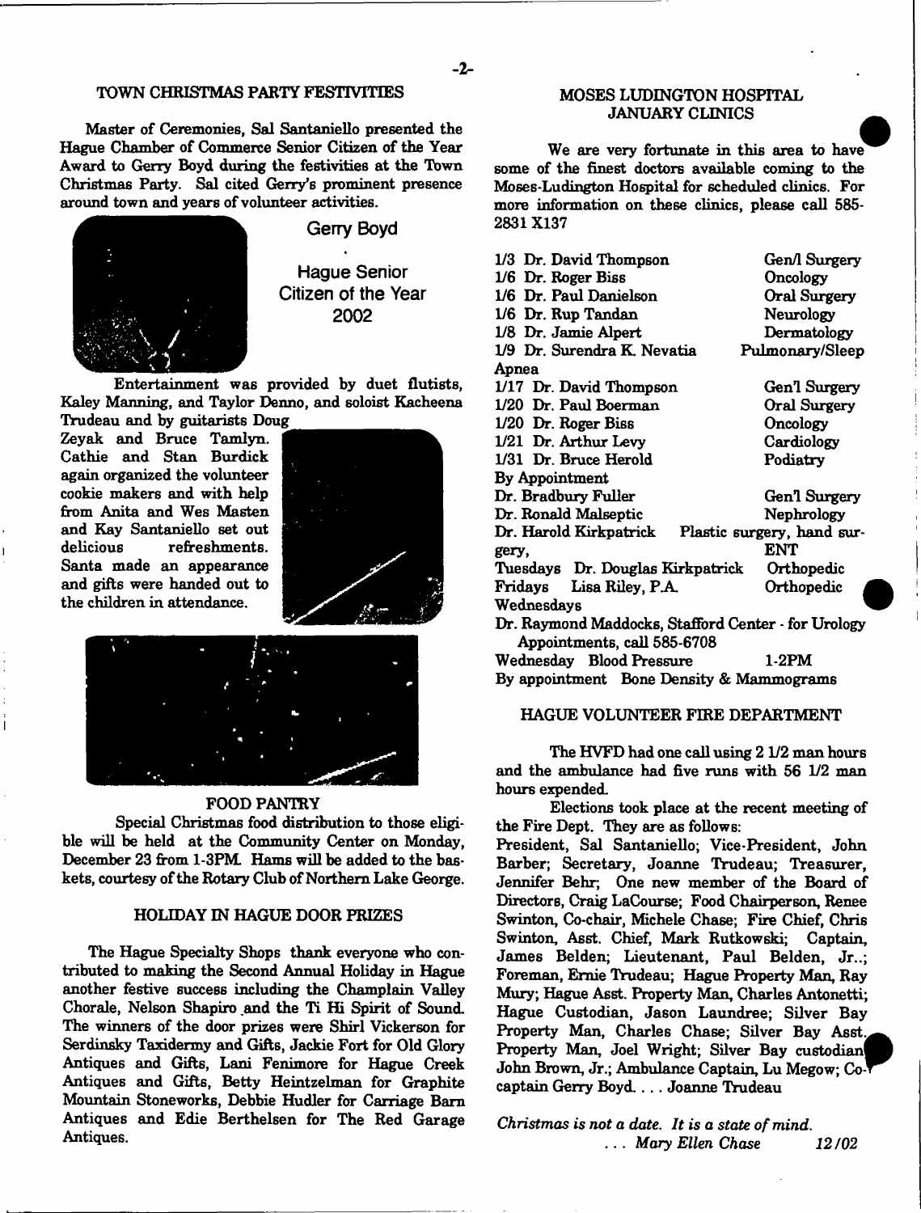## TOWN CHRISTMAS PARTY FESTIVITIES

Master of Ceremonies, Sal Santaniello presented the Hague Chamber of Commerce Senior Citizen of the Year Award to Gerry Boyd during the festivities at the Town Christmas Party. Sal cited Gerry's prominent presence around town and years of volunteer activities.

Gerry Boyd

Hague Senior Citizen of the Year 2002

Entertainment was provided by duet flutists, Kaley Manning, and Taylor Denno, and soloist Kacheena Trudeau and by guitarists Doug Zeyak and Bruce Tamlyn. Cathie and Stan Burdick again organized the volunteer cookie makers and with help from Anita and Wes Masten and Kay Santaniello set out delicious refreshments. Santa made an appearance and gifts were handed out to the children in attendance.

## FOOD PANTRY

Special Christmas food distribution to those eligible will be held at the Community Center on Monday, December 23 from 1-3PM. Hams will be added to the baskets, courtesy of the Rotary Club of Northern Lake George.

## HOLIDAY IN HAGUE DOOR PRIZES

The Hague Specialty Shops thank everyone who contributed to making the Second Annual Holiday in Hague another festive success including the Champlain Valley Chorale, Nelson Shapiro and the Ti Hi Spirit of Sound. The winners of the door prizes were Shirl Vickerson for Serdinsky Taxidermy and Gifts, Jackie Fort for Old Glory Antiques and Gifts, Lani Fenimore for Hague Creek Antiques and Gifts, Betty Heintzelman for Graphite Mountain Stoneworks, Debbie Hudler for Carriage Barn Antiques and Edie Berthelsen for The Red Garage Antiques.

## MOSES LUDINGTON HOSPITAL JANUARY CLINICS

We are very fortunate in this area to have some of the finest doctors available coming to the Moses-Ludington Hospital for scheduled clinics. For more information on these clinics, please call 585-2831 X137

| | |
|---|---|
| 1/3 Dr. David Thompson | Gen/l Surgery |
| 1/6 Dr. Roger Biss | Oncology |
| 1/6 Dr. Paul Danielson | Oral Surgery |
| 1/6 Dr. Rup Tandan | Neurology |
| 1/8 Dr. Jamie Alpert | Dermatology |
| 1/9 Dr. Surendra K. Nevatia | Pulmonary/Sleep Apnea |
| 1/17 Dr. David Thompson | Gen'l Surgery |
| 1/20 Dr. Paul Boerman | Oral Surgery |
| 1/20 Dr. Roger Biss | Oncology |
| 1/21 Dr. Arthur Levy | Cardiology |
| 1/31 Dr. Bruce Herold | Podiatry |
| By Appointment | |
| Dr. Bradbury Fuller | Gen'l Surgery |
| Dr. Ronald Malseptic | Nephrology |
| Dr. Harold Kirkpatrick | Plastic surgery, hand surgery, ENT |
| Tuesdays Dr. Douglas Kirkpatrick | Orthopedic |
| Fridays Lisa Riley, P.A. | Orthopedic |
| Wednesdays | |

Dr. Raymond Maddocks, Stafford Center - for Urology Appointments, call 585-6708

Wednesday Blood Pressure 1-2PM

By appointment Bone Density & Mammograms

## HAGUE VOLUNTEER FIRE DEPARTMENT

The HVFD had one call using 2 1/2 man hours and the ambulance had five runs with 56 1/2 man hours expended.

Elections took place at the recent meeting of the Fire Dept. They are as follows:

President, Sal Santaniello; Vice-President, John Barber; Secretary, Joanne Trudeau; Treasurer, Jennifer Behr; One new member of the Board of Directors, Craig LaCourse; Food Chairperson, Renee Swinton, Co-chair, Michele Chase; Fire Chief, Chris Swinton, Asst. Chief, Mark Rutkowski; Captain, James Belden; Lieutenant, Paul Belden, Jr..; Foreman, Ernie Trudeau; Hague Property Man, Ray Mury; Hague Asst. Property Man, Charles Antonetti; Hague Custodian, Jason Laundree; Silver Bay Property Man, Charles Chase; Silver Bay Asst. Property Man, Joel Wright; Silver Bay custodian John Brown, Jr.; Ambulance Captain, Lu Megow; Co-captain Gerry Boyd. . . . Joanne Trudeau

*Christmas is not a date. It is a state of mind.*
*. . . Mary Ellen Chase* 12/02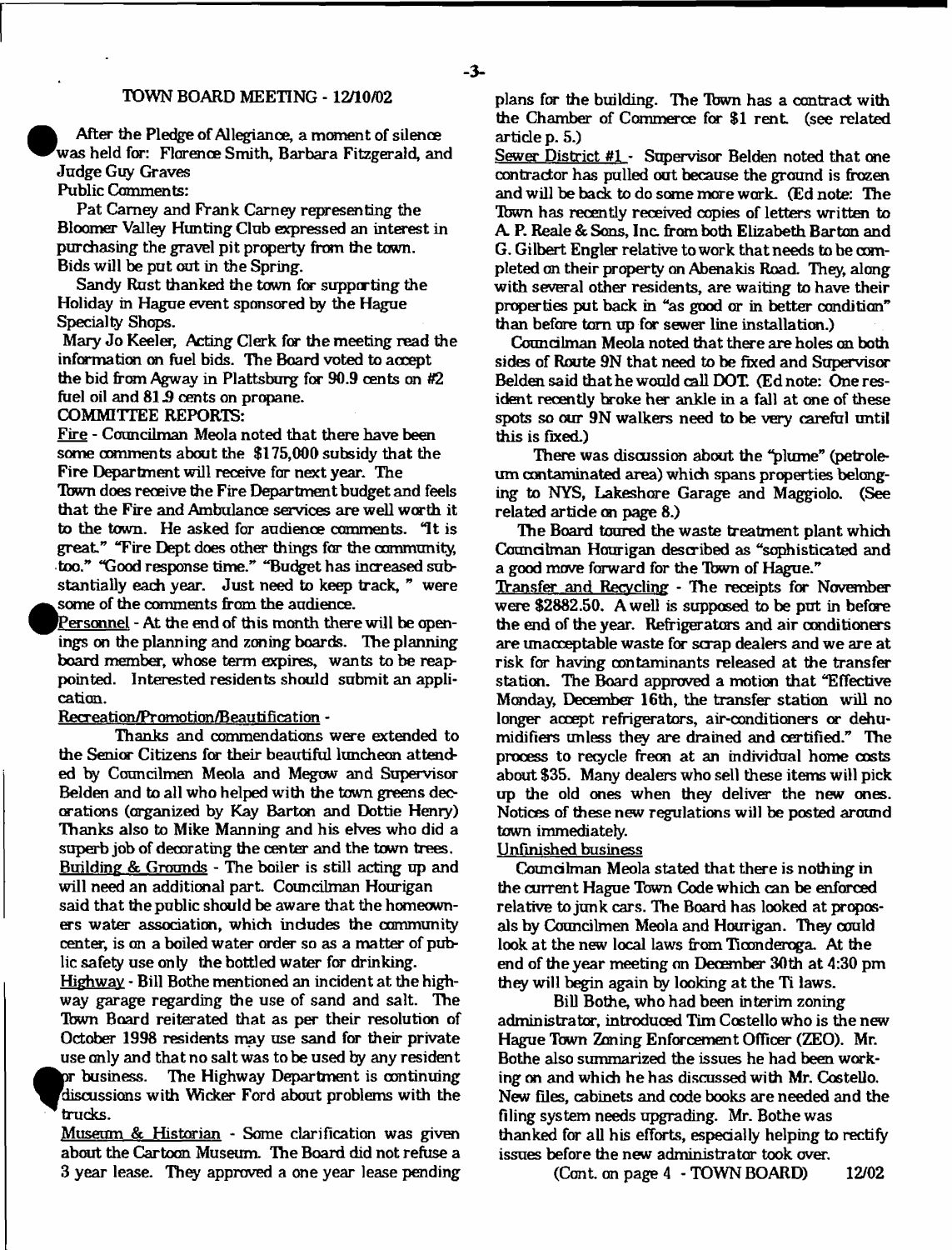## TOWN BOARD MEETING - 12/10/02

After the Pledge of Allegiance, a moment of silence was held for: Florence Smith, Barbara Fitzgerald, and Judge Guy Graves

Public Comments:

Pat Carney and Frank Carney representing the Bloomer Valley Hunting Club expressed an interest in purchasing the gravel pit property from the town. Bids will be put out in the Spring.

Sandy Rust thanked the town for supporting the Holiday in Hague event sponsored by the Hague Specialty Shops.

Mary Jo Keeler, Acting Clerk for the meeting read the information on fuel bids. The Board voted to accept the bid from Agway in Plattsburg for 90.9 cents on #2 fuel oil and 81.9 cents on propane.

COMMITTEE REPORTS:

Fire - Councilman Meola noted that there have been some comments about the $175,000 subsidy that the Fire Department will receive for next year. The Town does receive the Fire Department budget and feels that the Fire and Ambulance services are well worth it to the town. He asked for audience comments. "It is great." "Fire Dept does other things for the community, too." "Good response time." "Budget has increased substantially each year. Just need to keep track, " were some of the comments from the audience.

Personnel - At the end of this month there will be openings on the planning and zoning boards. The planning board member, whose term expires, wants to be reappointed. Interested residents should submit an application.

Recreation/Promotion/Beautification -

Thanks and commendations were extended to the Senior Citizens for their beautiful luncheon attended by Councilmen Meola and Megow and Supervisor Belden and to all who helped with the town greens decorations (organized by Kay Barton and Dottie Henry) Thanks also to Mike Manning and his elves who did a superb job of decorating the center and the town trees.

Building & Grounds - The boiler is still acting up and will need an additional part. Councilman Hourigan said that the public should be aware that the homeowners water association, which includes the community center, is on a boiled water order so as a matter of public safety use only the bottled water for drinking.

Highway - Bill Bothe mentioned an incident at the highway garage regarding the use of sand and salt. The Town Board reiterated that as per their resolution of October 1998 residents may use sand for their private use only and that no salt was to be used by any resident or business. The Highway Department is continuing discussions with Wicker Ford about problems with the trucks.

Museum & Historian - Some clarification was given about the Cartoon Museum. The Board did not refuse a 3 year lease. They approved a one year lease pending plans for the building. The Town has a contract with the Chamber of Commerce for $1 rent. (see related article p. 5.)

Sewer District #1 - Supervisor Belden noted that one contractor has pulled out because the ground is frozen and will be back to do some more work. (Ed note: The Town has recently received copies of letters written to A. P. Reale & Sons, Inc. from both Elizabeth Barton and G. Gilbert Engler relative to work that needs to be completed on their property on Abenakis Road. They, along with several other residents, are waiting to have their properties put back in "as good or in better condition" than before torn up for sewer line installation.)

Councilman Meola noted that there are holes on both sides of Route 9N that need to be fixed and Supervisor Belden said that he would call DOT. (Ed note: One resident recently broke her ankle in a fall at one of these spots so our 9N walkers need to be very careful until this is fixed.)

There was discussion about the "plume" (petroleum contaminated area) which spans properties belonging to NYS, Lakeshore Garage and Maggiolo. (See related article on page 8.)

The Board toured the waste treatment plant which Councilman Hourigan described as "sophisticated and a good move forward for the Town of Hague."

Transfer and Recycling - The receipts for November were $2882.50. A well is supposed to be put in before the end of the year. Refrigerators and air conditioners are unacceptable waste for scrap dealers and we are at risk for having contaminants released at the transfer station. The Board approved a motion that "Effective Monday, December 16th, the transfer station will no longer accept refrigerators, air-conditioners or dehumidifiers unless they are drained and certified." The process to recycle freon at an individual home costs about $35. Many dealers who sell these items will pick up the old ones when they deliver the new ones. Notices of these new regulations will be posted around town immediately.

Unfinished business

Councilman Meola stated that there is nothing in the current Hague Town Code which can be enforced relative to junk cars. The Board has looked at proposals by Councilmen Meola and Hourigan. They could look at the new local laws from Ticonderoga. At the end of the year meeting on December 30th at 4:30 pm they will begin again by looking at the Ti laws.

Bill Bothe, who had been interim zoning administrator, introduced Tim Costello who is the new Hague Town Zoning Enforcement Officer (ZEO). Mr. Bothe also summarized the issues he had been working on and which he has discussed with Mr. Costello. New files, cabinets and code books are needed and the filing system needs upgrading. Mr. Bothe was thanked for all his efforts, especially helping to rectify issues before the new administrator took over.

(Cont. on page 4 - TOWN BOARD)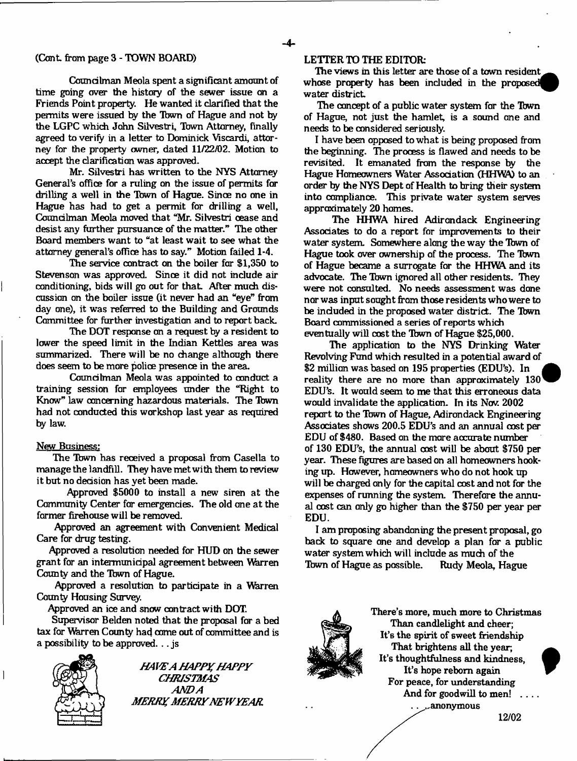(Cont. from page 3 - TOWN BOARD)

Councilman Meola spent a significant amount of time going over the history of the sewer issue on a Friends Point property. He wanted it clarified that the permits were issued by the Town of Hague and not by the LGPC which John Silvestri, Town Attorney, finally agreed to verify in a letter to Dominick Viscardi, attorney for the property owner, dated 11/22/02. Motion to accept the clarification was approved.

Mr. Silvestri has written to the NYS Attorney General's office for a ruling on the issue of permits for drilling a well in the Town of Hague. Since no one in Hague has had to get a permit for drilling a well, Councilman Meola moved that "Mr. Silvestri cease and desist any further pursuance of the matter." The other Board members want to "at least wait to see what the attorney general's office has to say." Motion failed 1-4.

The service contract on the boiler for $1,350 to Stevenson was approved. Since it did not include air conditioning, bids will go out for that. After much discussion on the boiler issue (it never had an "eye" from day one), it was referred to the Building and Grounds Committee for further investigation and to report back.

The DOT response on a request by a resident to lower the speed limit in the Indian Kettles area was summarized. There will be no change although there does seem to be more police presence in the area.

Councilman Meola was appointed to conduct a training session for employees under the "Right to Know" law concerning hazardous materials. The Town had not conducted this workshop last year as required by law.

New Business:

The Town has received a proposal from Casella to manage the landfill. They have met with them to review it but no decision has yet been made.

Approved $5000 to install a new siren at the Community Center for emergencies. The old one at the former firehouse will be removed.

Approved an agreement with Convenient Medical Care for drug testing.

Approved a resolution needed for HUD on the sewer grant for an intermunicipal agreement between Warren County and the Town of Hague.

Approved a resolution to participate in a Warren County Housing Survey.

Approved an ice and snow contract with DOT.

Supervisor Belden noted that the proposal for a bed tax for Warren County had come out of committee and is a possibility to be approved. . . js

*HAVE A HAPPY, HAPPY CHRISTMAS AND A MERRY, MERRY NEW YEAR*

LETTER TO THE EDITOR:

The views in this letter are those of a town resident whose property has been included in the proposed water district.

The concept of a public water system for the Town of Hague, not just the hamlet, is a sound one and needs to be considered seriously.

I have been opposed to what is being proposed from the beginning. The process is flawed and needs to be revisited. It emanated from the response by the Hague Homeowners Water Association (HHWA) to an order by the NYS Dept of Health to bring their system into compliance. This private water system serves approximately 20 homes.

The HHWA hired Adirondack Engineering Associates to do a report for improvements to their water system. Somewhere along the way the Town of Hague took over ownership of the process. The Town of Hague became a surrogate for the HHWA and its advocate. The Town ignored all other residents. They were not consulted. No needs assessment was done nor was input sought from those residents who were to be included in the proposed water district. The Town Board commissioned a series of reports which eventually will cost the Town of Hague $25,000.

The application to the NYS Drinking Water Revolving Fund which resulted in a potential award of $2 million was based on 195 properties (EDU's). In reality there are no more than approximately 130 EDU's. It would seem to me that this erroneous data would invalidate the application. In its Nov. 2002 report to the Town of Hague, Adirondack Engineering Associates shows 200.5 EDU's and an annual cost per EDU of $480. Based on the more accurate number of 130 EDU's, the annual cost will be about $750 per year. These figures are based on all homeowners hooking up. However, homeowners who do not hook up will be charged only for the capital cost and not for the expenses of running the system. Therefore the annual cost can only go higher than the $750 per year per EDU.

I am proposing abandoning the present proposal, go back to square one and develop a plan for a public water system which will include as much of the Town of Hague as possible. Rudy Meola, Hague

There's more, much more to Christmas
Than candlelight and cheer;
It's the spirit of sweet friendship
That brightens all the year;
It's thoughtfulness and kindness,
It's hope reborn again
For peace, for understanding
And for goodwill to men! . . . .
. . . anonymous

12/02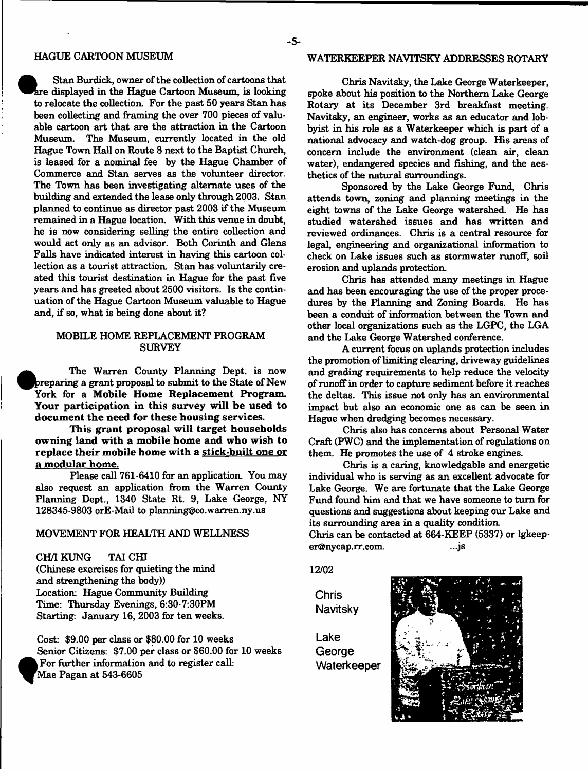## HAGUE CARTOON MUSEUM

Stan Burdick, owner of the collection of cartoons that are displayed in the Hague Cartoon Museum, is looking to relocate the collection. For the past 50 years Stan has been collecting and framing the over 700 pieces of valuable cartoon art that are the attraction in the Cartoon Museum. The Museum, currently located in the old Hague Town Hall on Route 8 next to the Baptist Church, is leased for a nominal fee by the Hague Chamber of Commerce and Stan serves as the volunteer director. The Town has been investigating alternate uses of the building and extended the lease only through 2003. Stan planned to continue as director past 2003 if the Museum remained in a Hague location. With this venue in doubt, he is now considering selling the entire collection and would act only as an advisor. Both Corinth and Glens Falls have indicated interest in having this cartoon collection as a tourist attraction. Stan has voluntarily created this tourist destination in Hague for the past five years and has greeted about 2500 visitors. Is the continuation of the Hague Cartoon Museum valuable to Hague and, if so, what is being done about it?

## MOBILE HOME REPLACEMENT PROGRAM SURVEY

The Warren County Planning Dept. is now preparing a grant proposal to submit to the State of New York for a **Mobile Home Replacement Program. Your participation in this survey will be used to document the need for these housing services.**

**This grant proposal will target households owning land with a mobile home and who wish to replace their mobile home with a stick-built one or a modular home.**

Please call 761-6410 for an application. You may also request an application from the Warren County Planning Dept., 1340 State Rt. 9, Lake George, NY 128345-9803 orE-Mail to planning@co.warren.ny.us

## MOVEMENT FOR HEALTH AND WELLNESS

CH/I KUNG TAI CHI
(Chinese exercises for quieting the mind and strengthening the body))
Location: Hague Community Building
Time: Thursday Evenings, 6:30-7:30PM
Starting: January 16, 2003 for ten weeks.

Cost: $9.00 per class or $80.00 for 10 weeks
Senior Citizens: $7.00 per class or $60.00 for 10 weeks
For further information and to register call:
Mae Pagan at 543-6605

## WATERKEEPER NAVITSKY ADDRESSES ROTARY

Chris Navitsky, the Lake George Waterkeeper, spoke about his position to the Northern Lake George Rotary at its December 3rd breakfast meeting. Navitsky, an engineer, works as an educator and lobbyist in his role as a Waterkeeper which is part of a national advocacy and watch-dog group. His areas of concern include the environment (clean air, clean water), endangered species and fishing, and the aesthetics of the natural surroundings.

Sponsored by the Lake George Fund, Chris attends town, zoning and planning meetings in the eight towns of the Lake George watershed. He has studied watershed issues and has written and reviewed ordinances. Chris is a central resource for legal, engineering and organizational information to check on Lake issues such as stormwater runoff, soil erosion and uplands protection.

Chris has attended many meetings in Hague and has been encouraging the use of the proper procedures by the Planning and Zoning Boards. He has been a conduit of information between the Town and other local organizations such as the LGPC, the LGA and the Lake George Watershed conference.

A current focus on uplands protection includes the promotion of limiting clearing, driveway guidelines and grading requirements to help reduce the velocity of runoff in order to capture sediment before it reaches the deltas. This issue not only has an environmental impact but also an economic one as can be seen in Hague when dredging becomes necessary.

Chris also has concerns about Personal Water Craft (PWC) and the implementation of regulations on them. He promotes the use of 4 stroke engines.

Chris is a caring, knowledgable and energetic individual who is serving as an excellent advocate for Lake George. We are fortunate that the Lake George Fund found him and that we have someone to turn for questions and suggestions about keeping our Lake and its surrounding area in a quality condition.

Chris can be contacted at 664-KEEP (5337) or lgkeeper@nycap.rr.com. ...js

12/02

Chris Navitsky

Lake George Waterkeeper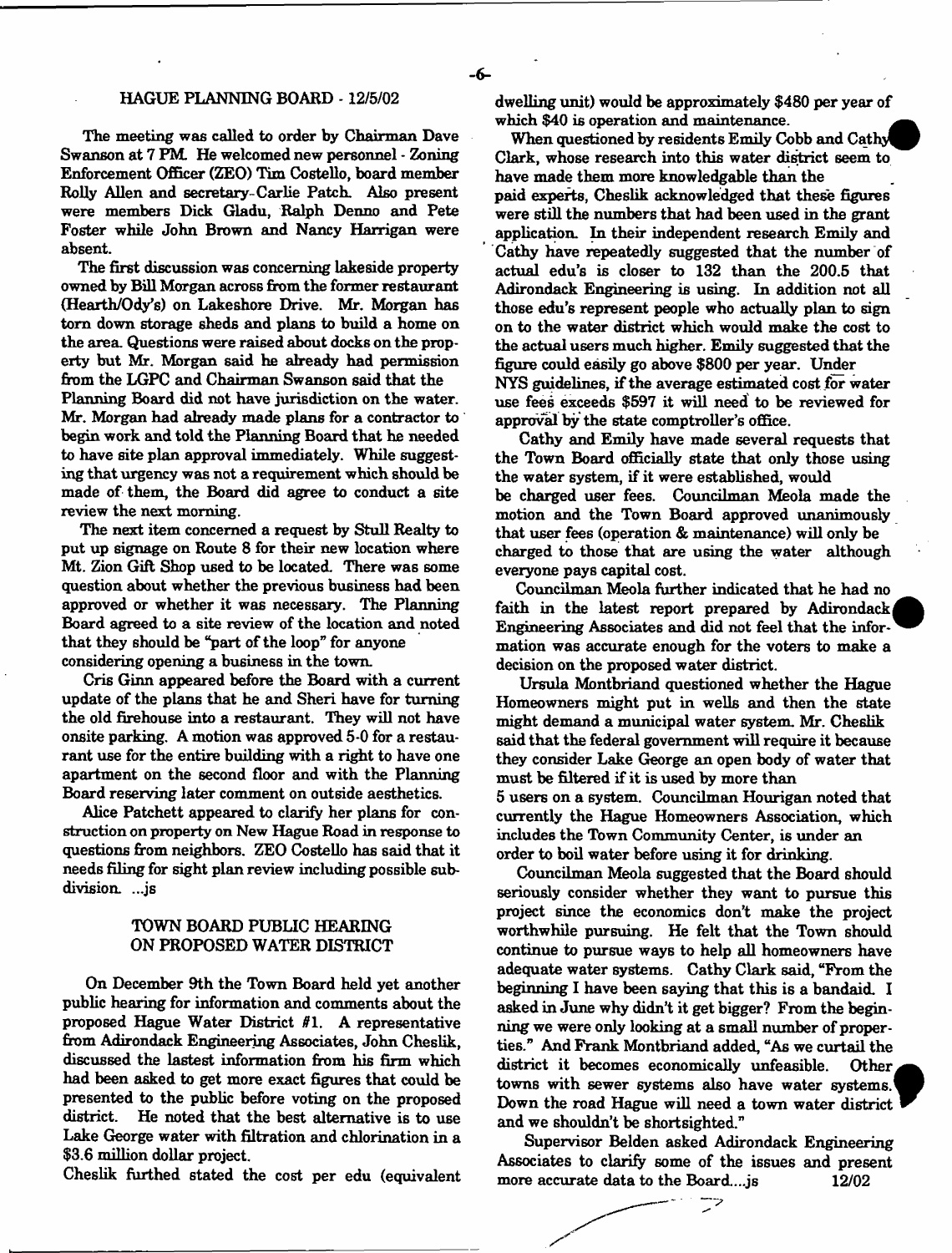## HAGUE PLANNING BOARD - 12/5/02

The meeting was called to order by Chairman Dave Swanson at 7 PM. He welcomed new personnel - Zoning Enforcement Officer (ZEO) Tim Costello, board member Rolly Allen and secretary-Carlie Patch. Also present were members Dick Gladu, Ralph Denno and Pete Foster while John Brown and Nancy Harrigan were absent.

The first discussion was concerning lakeside property owned by Bill Morgan across from the former restaurant (Hearth/Ody's) on Lakeshore Drive. Mr. Morgan has torn down storage sheds and plans to build a home on the area. Questions were raised about docks on the property but Mr. Morgan said he already had permission from the LGPC and Chairman Swanson said that the Planning Board did not have jurisdiction on the water. Mr. Morgan had already made plans for a contractor to begin work and told the Planning Board that he needed to have site plan approval immediately. While suggesting that urgency was not a requirement which should be made of them, the Board did agree to conduct a site review the next morning.

The next item concerned a request by Stull Realty to put up signage on Route 8 for their new location where Mt. Zion Gift Shop used to be located. There was some question about whether the previous business had been approved or whether it was necessary. The Planning Board agreed to a site review of the location and noted that they should be "part of the loop" for anyone considering opening a business in the town.

Cris Ginn appeared before the Board with a current update of the plans that he and Sheri have for turning the old firehouse into a restaurant. They will not have onsite parking. A motion was approved 5-0 for a restaurant use for the entire building with a right to have one apartment on the second floor and with the Planning Board reserving later comment on outside aesthetics.

Alice Patchett appeared to clarify her plans for construction on property on New Hague Road in response to questions from neighbors. ZEO Costello has said that it needs filing for sight plan review including possible subdivision. ...js

## TOWN BOARD PUBLIC HEARING ON PROPOSED WATER DISTRICT

On December 9th the Town Board held yet another public hearing for information and comments about the proposed Hague Water District #1. A representative from Adirondack Engineering Associates, John Cheslik, discussed the lastest information from his firm which had been asked to get more exact figures that could be presented to the public before voting on the proposed district. He noted that the best alternative is to use Lake George water with filtration and chlorination in a \$3.6 million dollar project.

Cheslik furthed stated the cost per edu (equivalent dwelling unit) would be approximately \$480 per year of which \$40 is operation and maintenance.

When questioned by residents Emily Cobb and Cathy Clark, whose research into this water district seem to have made them more knowledgable than the paid experts, Cheslik acknowledged that these figures were still the numbers that had been used in the grant application. In their independent research Emily and Cathy have repeatedly suggested that the number of actual edu's is closer to 132 than the 200.5 that Adirondack Engineering is using. In addition not all those edu's represent people who actually plan to sign on to the water district which would make the cost to the actual users much higher. Emily suggested that the figure could easily go above \$800 per year. Under NYS guidelines, if the average estimated cost for water use fees exceeds \$597 it will need to be reviewed for approval by the state comptroller's office.

Cathy and Emily have made several requests that the Town Board officially state that only those using the water system, if it were established, would be charged user fees. Councilman Meola made the motion and the Town Board approved unanimously that user fees (operation & maintenance) will only be charged to those that are using the water although everyone pays capital cost.

Councilman Meola further indicated that he had no faith in the latest report prepared by Adirondack Engineering Associates and did not feel that the information was accurate enough for the voters to make a decision on the proposed water district.

Ursula Montbriand questioned whether the Hague Homeowners might put in wells and then the state might demand a municipal water system. Mr. Cheslik said that the federal government will require it because they consider Lake George an open body of water that must be filtered if it is used by more than 5 users on a system. Councilman Hourigan noted that currently the Hague Homeowners Association, which includes the Town Community Center, is under an order to boil water before using it for drinking.

Councilman Meola suggested that the Board should seriously consider whether they want to pursue this project since the economics don't make the project worthwhile pursuing. He felt that the Town should continue to pursue ways to help all homeowners have adequate water systems. Cathy Clark said, "From the beginning I have been saying that this is a bandaid. I asked in June why didn't it get bigger? From the beginning we were only looking at a small number of properties." And Frank Montbriand added, "As we curtail the district it becomes economically unfeasible. Other towns with sewer systems also have water systems. Down the road Hague will need a town water district and we shouldn't be shortsighted."

Supervisor Belden asked Adirondack Engineering Associates to clarify some of the issues and present more accurate data to the Board....js 12/02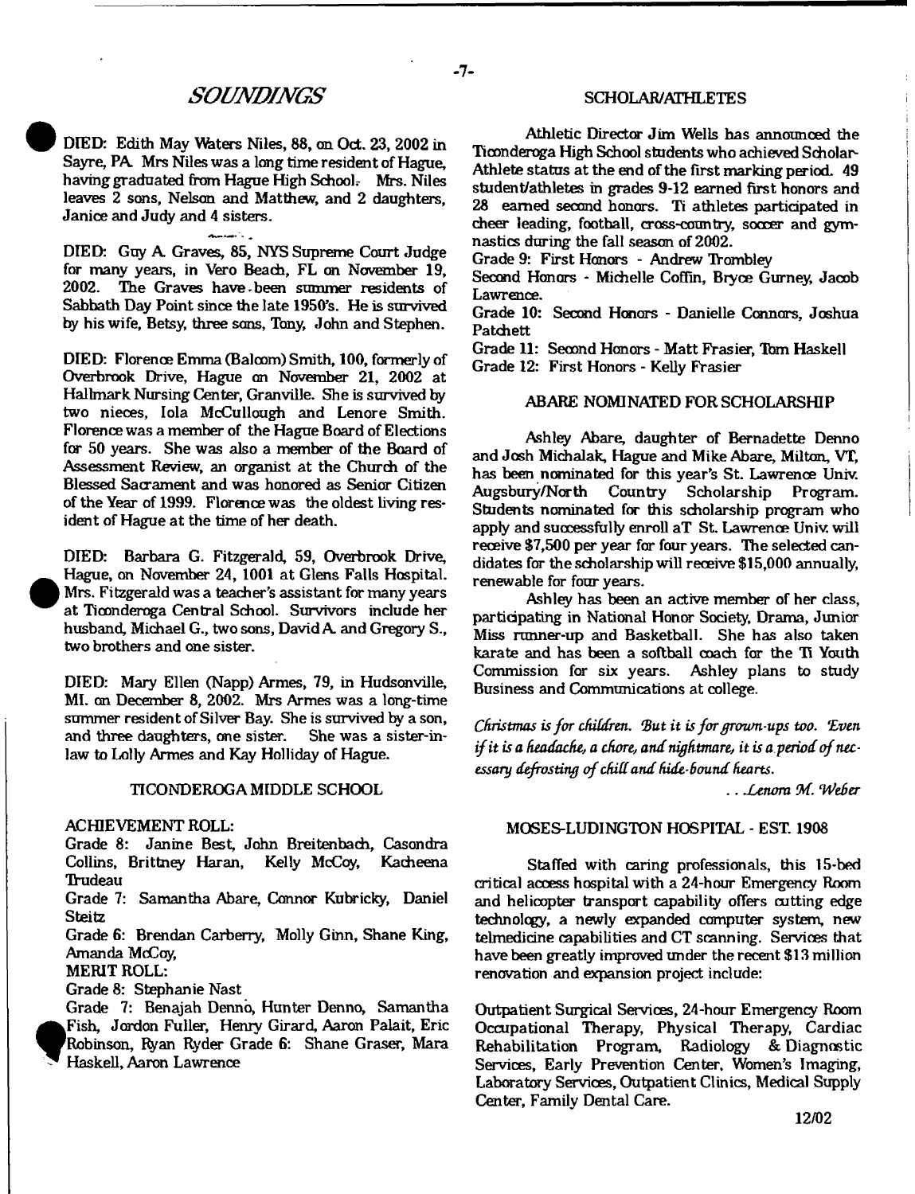# SOUNDINGS

DIED: Edith May Waters Niles, 88, on Oct. 23, 2002 in Sayre, PA. Mrs Niles was a long time resident of Hague, having graduated from Hague High School. Mrs. Niles leaves 2 sons, Nelson and Matthew, and 2 daughters, Janice and Judy and 4 sisters.

DIED: Guy A. Graves, 85, NYS Supreme Court Judge for many years, in Vero Beach, FL on November 19, 2002. The Graves have been summer residents of Sabbath Day Point since the late 1950's. He is survived by his wife, Betsy, three sons, Tony, John and Stephen.

DIED: Florence Emma (Balcom) Smith, 100, formerly of Overbrook Drive, Hague on November 21, 2002 at Hallmark Nursing Center, Granville. She is survived by two nieces, Iola McCullough and Lenore Smith. Florence was a member of the Hague Board of Elections for 50 years. She was also a member of the Board of Assessment Review, an organist at the Church of the Blessed Sacrament and was honored as Senior Citizen of the Year of 1999. Florence was the oldest living resident of Hague at the time of her death.

DIED: Barbara G. Fitzgerald, 59, Overbrook Drive, Hague, on November 24, 1001 at Glens Falls Hospital. Mrs. Fitzgerald was a teacher's assistant for many years at Ticonderoga Central School. Survivors include her husband, Michael G., two sons, David A. and Gregory S., two brothers and one sister.

DIED: Mary Ellen (Napp) Armes, 79, in Hudsonville, MI. on December 8, 2002. Mrs Armes was a long-time summer resident of Silver Bay. She is survived by a son, and three daughters, one sister. She was a sister-in-law to Lolly Armes and Kay Holliday of Hague.

## TICONDEROGA MIDDLE SCHOOL

ACHIEVEMENT ROLL:

Grade 8: Janine Best, John Breitenbach, Casondra Collins, Brittney Haran, Kelly McCoy, Kacheena Trudeau

Grade 7: Samantha Abare, Connor Kubricky, Daniel Steitz

Grade 6: Brendan Carberry, Molly Ginn, Shane King, Amanda McCoy,

MERIT ROLL:

Grade 8: Stephanie Nast

Grade 7: Benajah Denno, Hunter Denno, Samantha Fish, Jordon Fuller, Henry Girard, Aaron Palait, Eric Robinson, Ryan Ryder Grade 6: Shane Graser, Mara Haskell, Aaron Lawrence

## SCHOLAR/ATHLETES

Athletic Director Jim Wells has announced the Ticonderoga High School students who achieved Scholar-Athlete status at the end of the first marking period. 49 student/athletes in grades 9-12 earned first honors and 28 earned second honors. Ti athletes participated in cheer leading, football, cross-country, soccer and gymnastics during the fall season of 2002.

Grade 9: First Honors - Andrew Trombley

Second Honors - Michelle Coffin, Bryce Gurney, Jacob Lawrence.

Grade 10: Second Honors - Danielle Connors, Joshua Patchett

Grade 11: Second Honors - Matt Frasier, Tom Haskell

Grade 12: First Honors - Kelly Frasier

## ABARE NOMINATED FOR SCHOLARSHIP

Ashley Abare, daughter of Bernadette Denno and Josh Michalak, Hague and Mike Abare, Milton, VT, has been nominated for this year's St. Lawrence Univ. Augsbury/North Country Scholarship Program. Students nominated for this scholarship program who apply and successfully enroll aT St. Lawrence Univ. will receive $7,500 per year for four years. The selected candidates for the scholarship will receive $15,000 annually, renewable for four years.

Ashley has been an active member of her class, participating in National Honor Society, Drama, Junior Miss runner-up and Basketball. She has also taken karate and has been a softball coach for the Ti Youth Commission for six years. Ashley plans to study Business and Communications at college.

*Christmas is for children. But it is for grown-ups too. Even if it is a headache, a chore, and nightmare, it is a period of necessary defrosting of chill and hide-bound hearts.*

*...Lenora M. Weber*

## MOSES-LUDINGTON HOSPITAL - EST. 1908

Staffed with caring professionals, this 15-bed critical access hospital with a 24-hour Emergency Room and helicopter transport capability offers cutting edge technology, a newly expanded computer system, new telmedicine capabilities and CT scanning. Services that have been greatly improved under the recent $13 million renovation and expansion project include:

Outpatient Surgical Services, 24-hour Emergency Room Occupational Therapy, Physical Therapy, Cardiac Rehabilitation Program, Radiology & Diagnostic Services, Early Prevention Center, Women's Imaging, Laboratory Services, Outpatient Clinics, Medical Supply Center, Family Dental Care.

12/02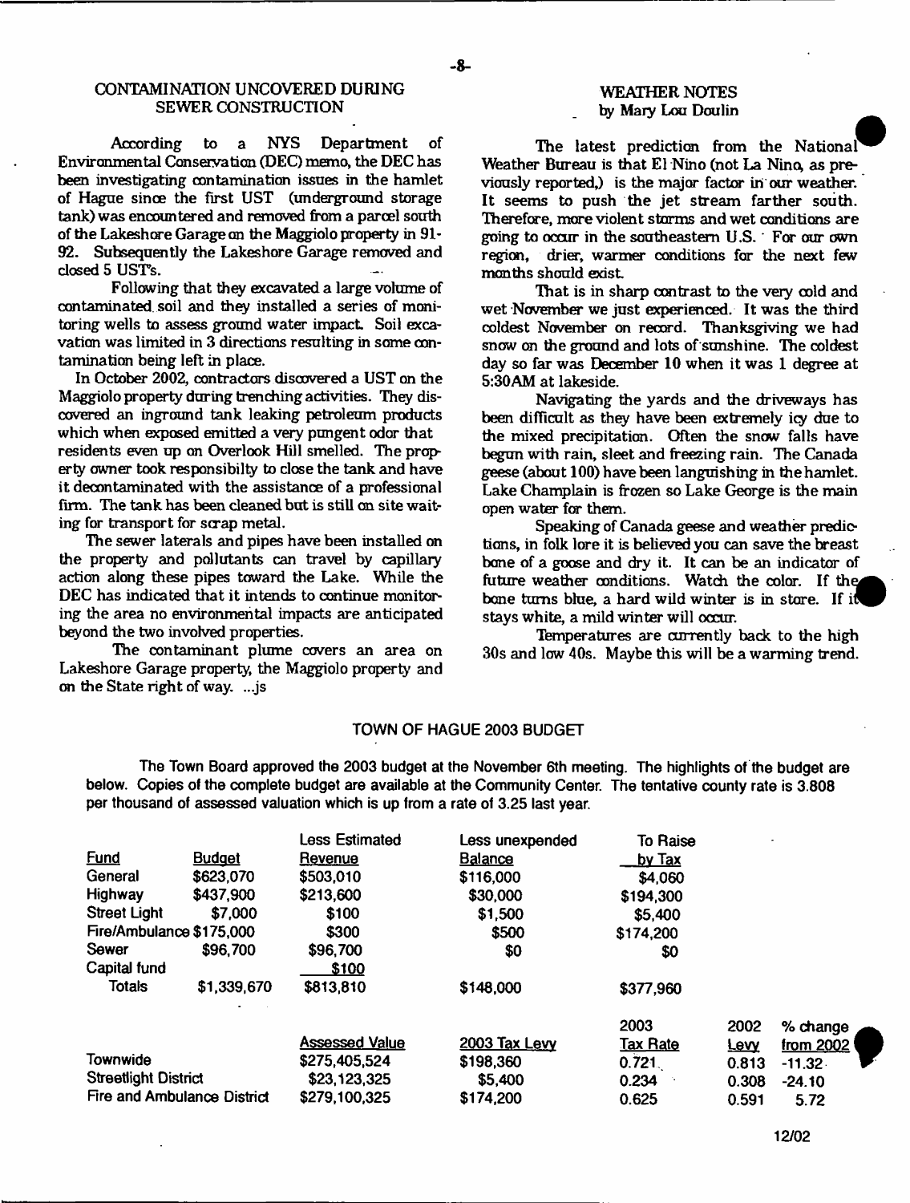## CONTAMINATION UNCOVERED DURING SEWER CONSTRUCTION

According to a NYS Department of Environmental Conservation (DEC) memo, the DEC has been investigating contamination issues in the hamlet of Hague since the first UST (underground storage tank) was encountered and removed from a parcel south of the Lakeshore Garage on the Maggiolo property in 91-92. Subsequently the Lakeshore Garage removed and closed 5 UST's.

Following that they excavated a large volume of contaminated soil and they installed a series of monitoring wells to assess ground water impact. Soil excavation was limited in 3 directions resulting in some contamination being left in place.

In October 2002, contractors discovered a UST on the Maggiolo property during trenching activities. They discovered an inground tank leaking petroleum products which when exposed emitted a very pungent odor that residents even up on Overlook Hill smelled. The property owner took responsibilty to close the tank and have it decontaminated with the assistance of a professional firm. The tank has been cleaned but is still on site waiting for transport for scrap metal.

The sewer laterals and pipes have been installed on the property and pollutants can travel by capillary action along these pipes toward the Lake. While the DEC has indicated that it intends to continue monitoring the area no environmental impacts are anticipated beyond the two involved properties.

The contaminant plume covers an area on Lakeshore Garage property, the Maggiolo property and on the State right of way. ...js

## WEATHER NOTES
by Mary Lou Doulin

The latest prediction from the National Weather Bureau is that El Nino (not La Nina, as previously reported,) is the major factor in our weather. It seems to push the jet stream farther south. Therefore, more violent storms and wet conditions are going to occur in the southeastern U.S. For our own region, drier, warmer conditions for the next few months should exist.

That is in sharp contrast to the very cold and wet November we just experienced. It was the third coldest November on record. Thanksgiving we had snow on the ground and lots of sunshine. The coldest day so far was December 10 when it was 1 degree at 5:30AM at lakeside.

Navigating the yards and the driveways has been difficult as they have been extremely icy due to the mixed precipitation. Often the snow falls have begun with rain, sleet and freezing rain. The Canada geese (about 100) have been languishing in the hamlet. Lake Champlain is frozen so Lake George is the main open water for them.

Speaking of Canada geese and weather predictions, in folk lore it is believed you can save the breast bone of a goose and dry it. It can be an indicator of future weather conditions. Watch the color. If the bone turns blue, a hard wild winter is in store. If it stays white, a mild winter will occur.

Temperatures are currently back to the high 30s and low 40s. Maybe this will be a warming trend.

## TOWN OF HAGUE 2003 BUDGET

The Town Board approved the 2003 budget at the November 6th meeting. The highlights of the budget are below. Copies of the complete budget are available at the Community Center. The tentative county rate is 3.808 per thousand of assessed valuation which is up from a rate of 3.25 last year.

| Fund | Budget | Less Estimated Revenue | Less unexpended Balance | To Raise by Tax |
|---|---|---|---|---|
| General | $623,070 | $503,010 | $116,000 | $4,060 |
| Highway | $437,900 | $213,600 | $30,000 | $194,300 |
| Street Light | $7,000 | $100 | $1,500 | $5,400 |
| Fire/Ambulance | $175,000 | $300 | $500 | $174,200 |
| Sewer | $96,700 | $96,700 | $0 | $0 |
| Capital fund | | $100 | | |
| Totals | $1,339,670 | $813,810 | $148,000 | $377,960 |

| | Assessed Value | 2003 Tax Levy | 2003 Tax Rate | 2002 Levy | % change from 2002 |
|---|---|---|---|---|---|
| Townwide | $275,405,524 | $198,360 | 0.721 | 0.813 | -11.32 |
| Streetlight District | $23,123,325 | $5,400 | 0.234 | 0.308 | -24.10 |
| Fire and Ambulance District | $279,100,325 | $174,200 | 0.625 | 0.591 | 5.72 |

12/02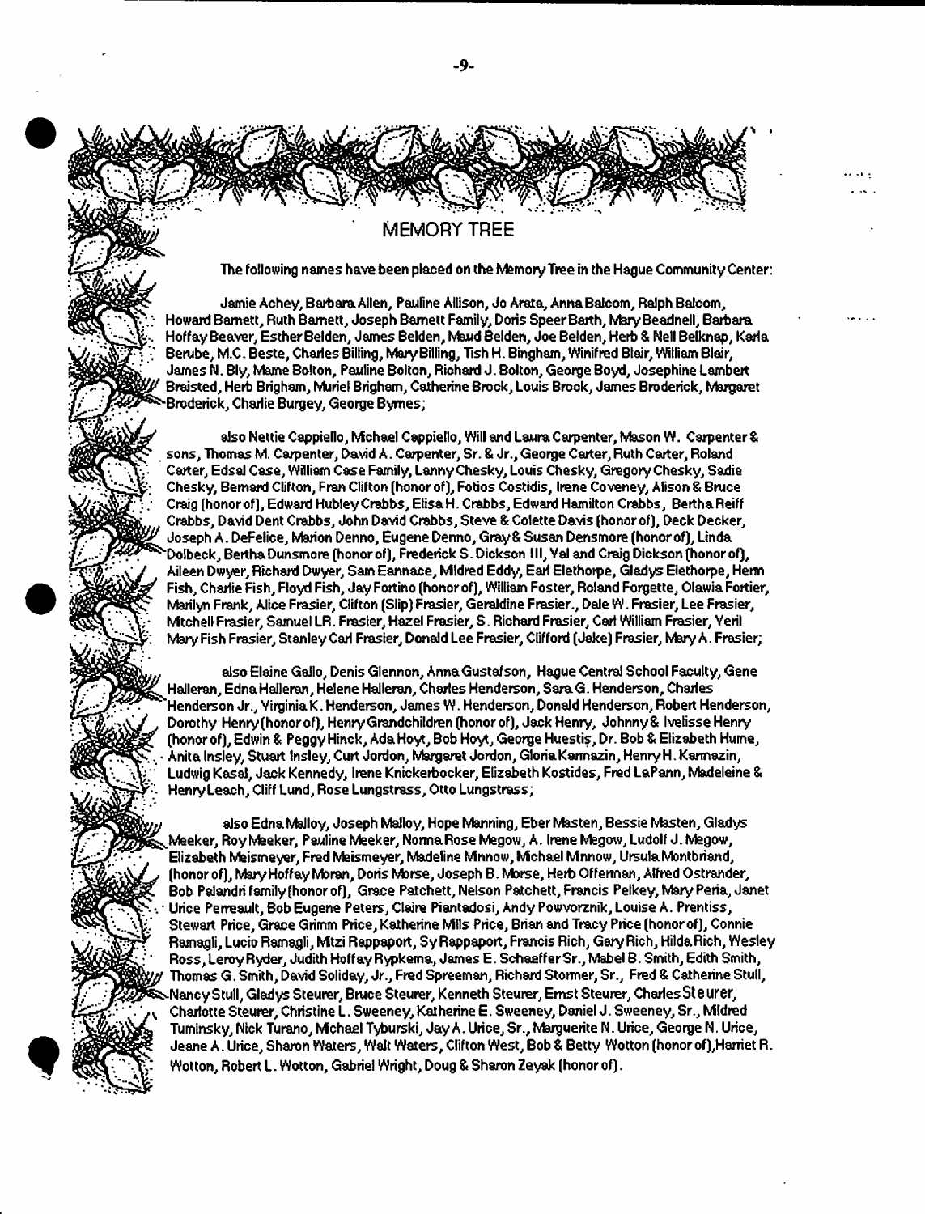## MEMORY TREE

The following names have been placed on the Memory Tree in the Hague Community Center:

Jamie Achey, Barbara Allen, Pauline Allison, Jo Arata, Anna Balcom, Ralph Balcom, Howard Barnett, Ruth Barnett, Joseph Barnett Family, Doris Speer Barth, Mary Beadnell, Barbara Hoffay Beaver, Esther Belden, James Belden, Maud Belden, Joe Belden, Herb & Nell Belknap, Karla Berube, M.C. Beste, Charles Billing, Mary Billing, Tish H. Bingham, Winifred Blair, William Blair, James N. Bly, Mame Bolton, Pauline Bolton, Richard J. Bolton, George Boyd, Josephine Lambert Braisted, Herb Brigham, Muriel Brigham, Catherine Brock, Louis Brock, James Broderick, Margaret Broderick, Charlie Burgey, George Byrnes;

also Nettie Cappiello, Michael Cappiello, Will and Laura Carpenter, Mason W. Carpenter & sons, Thomas M. Carpenter, David A. Carpenter, Sr. & Jr., George Carter, Ruth Carter, Roland Carter, Edsal Case, William Case Family, Lanny Chesky, Louis Chesky, Gregory Chesky, Sadie Chesky, Bernard Clifton, Fran Clifton (honor of), Fotios Costidis, Irene Coveney, Alison & Bruce Craig (honor of), Edward Hubley Crabbs, Elisa H. Crabbs, Edward Hamilton Crabbs, Bertha Reiff Crabbs, David Dent Crabbs, John David Crabbs, Steve & Colette Davis (honor of), Deck Decker, Joseph A. DeFelice, Marion Denno, Eugene Denno, Gray & Susan Densmore (honor of), Linda Dolbeck, Bertha Dunsmore (honor of), Frederick S. Dickson III, Val and Craig Dickson (honor of), Aileen Dwyer, Richard Dwyer, Sam Eannace, Mildred Eddy, Earl Elethorpe, Gladys Elethorpe, Herm Fish, Charlie Fish, Floyd Fish, Jay Fortino (honor of), William Foster, Roland Forgette, Olawia Fortier, Marilyn Frank, Alice Frasier, Clifton (Slip) Frasier, Geraldine Frasier., Dale W. Frasier, Lee Frasier, Mitchell Frasier, Samuel LR. Frasier, Hazel Frasier, S. Richard Frasier, Carl William Frasier, Yeril Mary Fish Frasier, Stanley Carl Frasier, Donald Lee Frasier, Clifford (Jake) Frasier, Mary A. Frasier;

also Elaine Gallo, Denis Glennon, Anna Gustafson, Hague Central School Faculty, Gene Halleran, Edna Halleran, Helene Halleran, Charles Henderson, Sara G. Henderson, Charles Henderson Jr., Virginia K. Henderson, James W. Henderson, Donald Henderson, Robert Henderson, Dorothy Henry (honor of), Henry Grandchildren (honor of), Jack Henry, Johnny & Ivelisse Henry (honor of), Edwin & Peggy Hinck, Ada Hoyt, Bob Hoyt, George Huestis, Dr. Bob & Elizabeth Hume, Anita Insley, Stuart Insley, Curt Jordon, Margaret Jordon, Gloria Karmazin, Henry H. Karmazin, Ludwig Kasal, Jack Kennedy, Irene Knickerbocker, Elizabeth Kostides, Fred LaPann, Madeleine & Henry Leach, Cliff Lund, Rose Lungstrass, Otto Lungstrass;

also Edna Malloy, Joseph Malloy, Hope Manning, Eber Masten, Bessie Masten, Gladys Meeker, Roy Meeker, Pauline Meeker, Norma Rose Megow, A. Irene Megow, Ludolf J. Megow, Elizabeth Meismeyer, Fred Meismeyer, Madeline Mnnow, Michael Mnnow, Ursula Montbriand, (honor of), Mary Hoffay Moran, Doris Morse, Joseph B. Morse, Herb Offerman, Alfred Ostrander, Bob Palandri family (honor of), Grace Patchett, Nelson Patchett, Francis Pelkey, Mary Peria, Janet Urice Perreault, Bob Eugene Peters, Claire Piantadosi, Andy Powvorznik, Louise A. Prentiss, Stewart Price, Grace Grimm Price, Katherine Mills Price, Brian and Tracy Price (honor of), Connie Ramagli, Lucio Ramagli, Mitzi Rappaport, Sy Rappaport, Francis Rich, Gary Rich, Hilda Rich, Wesley Ross, Leroy Ryder, Judith Hoffay Rypkema, James E. Schaeffer Sr., Mabel B. Smith, Edith Smith, Thomas G. Smith, David Soliday, Jr., Fred Spreeman, Richard Stormer, Sr., Fred & Catherine Stull, Nancy Stull, Gladys Steurer, Bruce Steurer, Kenneth Steurer, Ernst Steurer, Charles Steurer, Charlotte Steurer, Christine L. Sweeney, Katherine E. Sweeney, Daniel J. Sweeney, Sr., Mildred Tuminsky, Nick Turano, Michael Tyburski, Jay A. Urice, Sr., Marguerite N. Urice, George N. Urice, Jeane A. Urice, Sharon Waters, Walt Waters, Clifton West, Bob & Betty Wotton (honor of), Harriet R. Wotton, Robert L. Wotton, Gabriel Wright, Doug & Sharon Zeyak (honor of).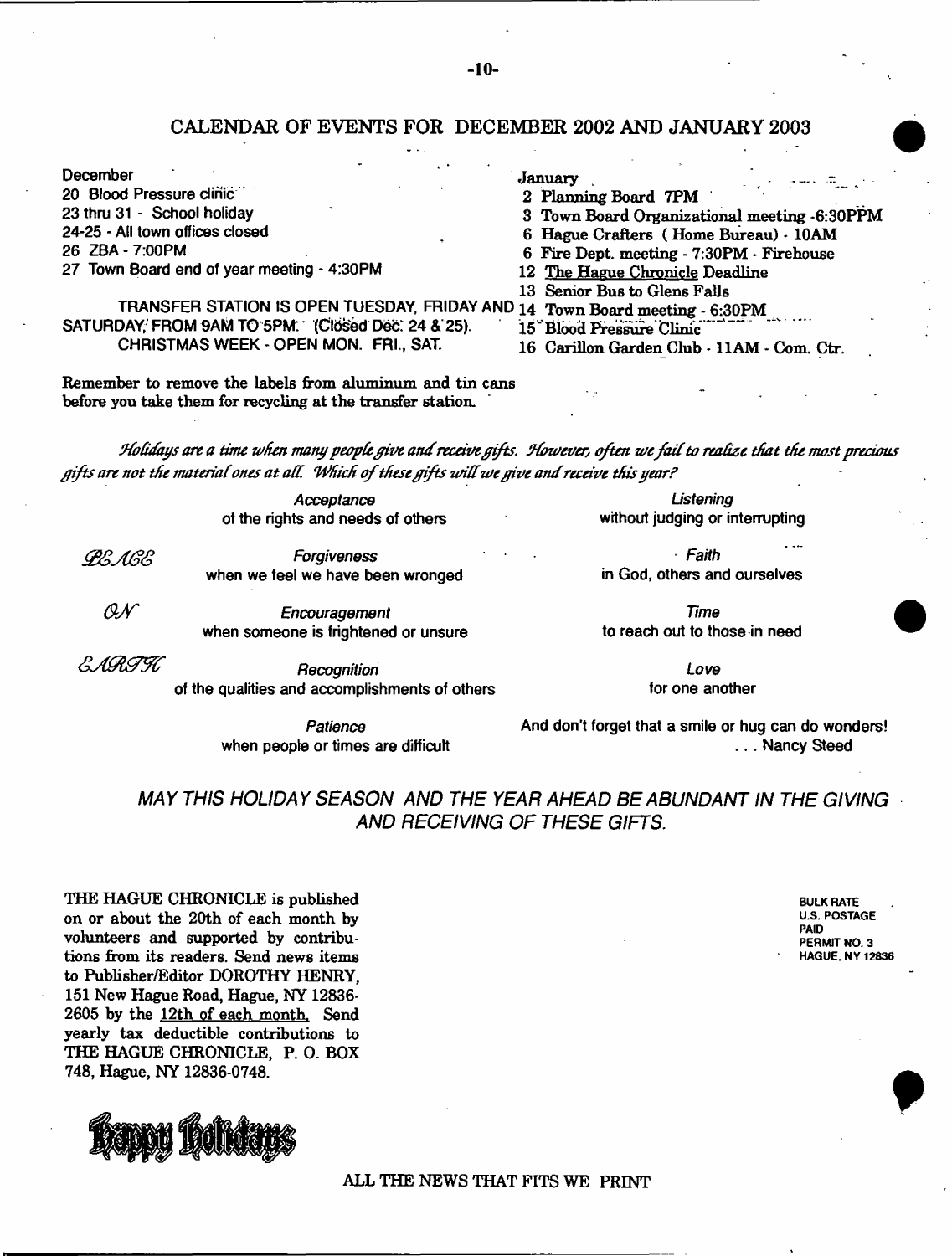## CALENDAR OF EVENTS FOR DECEMBER 2002 AND JANUARY 2003

**December**

20 Blood Pressure clinic
23 thru 31 - School holiday
24-25 - All town offices closed
26 ZBA - 7:00PM
27 Town Board end of year meeting - 4:30PM

TRANSFER STATION IS OPEN TUESDAY, FRIDAY AND SATURDAY, FROM 9AM TO 5PM. (Closed Dec. 24 & 25). CHRISTMAS WEEK - OPEN MON. FRI., SAT.

**January**

2 Planning Board 7PM
3 Town Board Organizational meeting -6:30PPM
6 Hague Crafters ( Home Bureau) - 10AM
6 Fire Dept. meeting - 7:30PM - Firehouse
12 The Hague Chronicle Deadline
13 Senior Bus to Glens Falls
14 Town Board meeting - 6:30PM
15 Blood Pressure Clinic
16 Carillon Garden Club - 11AM - Com. Ctr.

Remember to remove the labels from aluminum and tin cans before you take them for recycling at the transfer station.

*Holidays are a time when many people give and receive gifts. However, often we fail to realize that the most precious gifts are not the material ones at all. Which of these gifts will we give and receive this year?*

PEACE ON EARTH

*Acceptance*
of the rights and needs of others

*Forgiveness*
when we feel we have been wronged

*Encouragement*
when someone is frightened or unsure

*Recognition*
of the qualities and accomplishments of others

*Patience*
when people or times are difficult

*Listening*
without judging or interrupting

*Faith*
in God, others and ourselves

*Time*
to reach out to those in need

*Love*
for one another

And don't forget that a smile or hug can do wonders!
. . . Nancy Steed

*MAY THIS HOLIDAY SEASON AND THE YEAR AHEAD BE ABUNDANT IN THE GIVING AND RECEIVING OF THESE GIFTS.*

THE HAGUE CHRONICLE is published on or about the 20th of each month by volunteers and supported by contributions from its readers. Send news items to Publisher/Editor DOROTHY HENRY, 151 New Hague Road, Hague, NY 12836-2605 by the 12th of each month. Send yearly tax deductible contributions to THE HAGUE CHRONICLE, P. O. BOX 748, Hague, NY 12836-0748.

BULK RATE
U.S. POSTAGE
PAID
PERMIT NO. 3
HAGUE, NY 12836

Happy Holidays

ALL THE NEWS THAT FITS WE PRINT